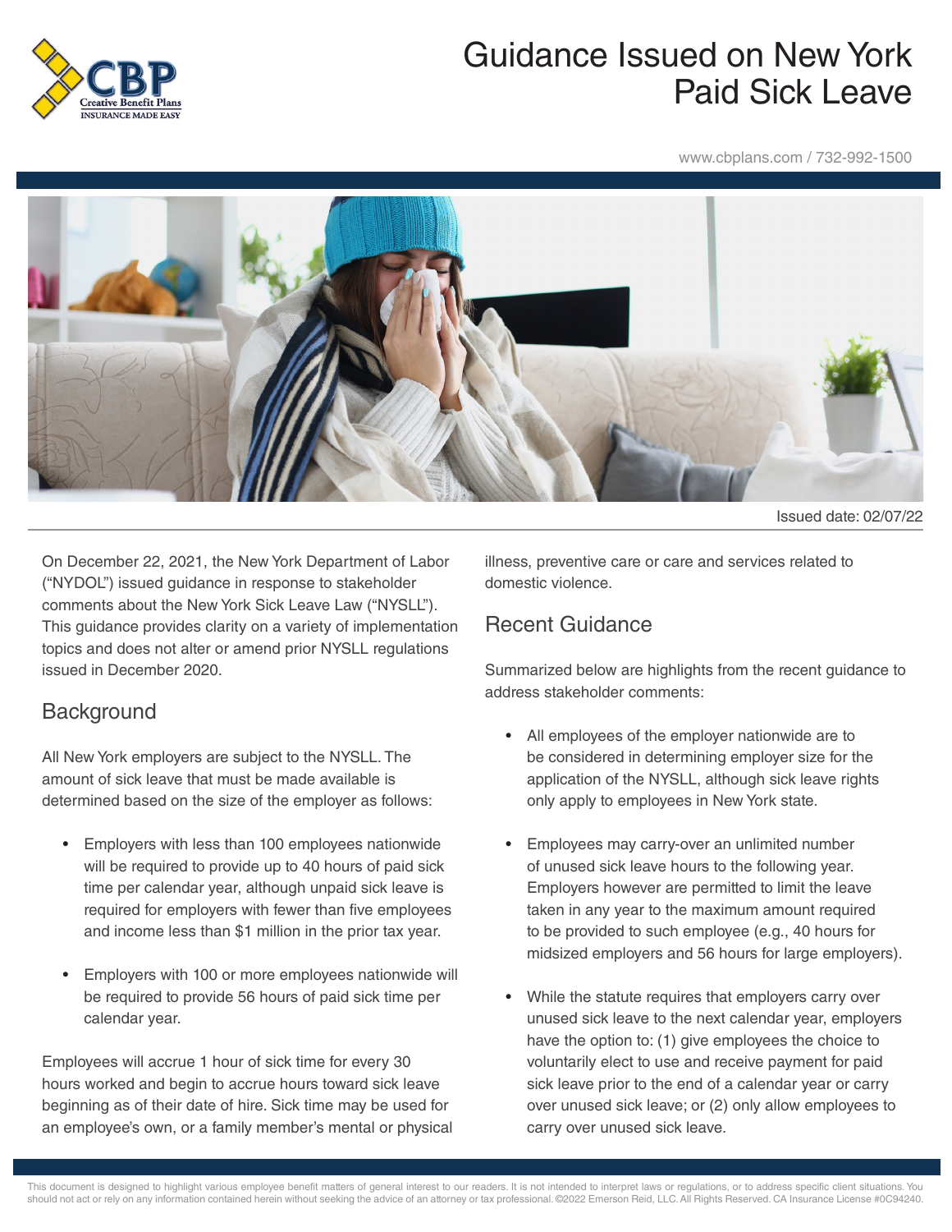# Guidance Issued on New York Paid Sick Leave

www.cbplans.com / 732-992-1500

Issued date: 02/07/22

On December 22, 2021, the New York Department of Labor ("NYDOL") issued guidance in response to stakeholder comments about the New York Sick Leave Law ("NYSLL"). This guidance provides clarity on a variety of implementation topics and does not alter or amend prior NYSLL regulations issued in December 2020.

## Background

All New York employers are subject to the NYSLL. The amount of sick leave that must be made available is determined based on the size of the employer as follows:

- Employers with less than 100 employees nationwide will be required to provide up to 40 hours of paid sick time per calendar year, although unpaid sick leave is required for employers with fewer than five employees and income less than $1 million in the prior tax year.
- Employers with 100 or more employees nationwide will be required to provide 56 hours of paid sick time per calendar year.

Employees will accrue 1 hour of sick time for every 30 hours worked and begin to accrue hours toward sick leave beginning as of their date of hire. Sick time may be used for an employee's own, or a family member's mental or physical illness, preventive care or care and services related to domestic violence.

## Recent Guidance

Summarized below are highlights from the recent guidance to address stakeholder comments:

- All employees of the employer nationwide are to be considered in determining employer size for the application of the NYSLL, although sick leave rights only apply to employees in New York state.
- Employees may carry-over an unlimited number of unused sick leave hours to the following year. Employers however are permitted to limit the leave taken in any year to the maximum amount required to be provided to such employee (e.g., 40 hours for midsized employers and 56 hours for large employers).
- While the statute requires that employers carry over unused sick leave to the next calendar year, employers have the option to: (1) give employees the choice to voluntarily elect to use and receive payment for paid sick leave prior to the end of a calendar year or carry over unused sick leave; or (2) only allow employees to carry over unused sick leave.

This document is designed to highlight various employee benefit matters of general interest to our readers. It is not intended to interpret laws or regulations, or to address specific client situations. You should not act or rely on any information contained herein without seeking the advice of an attorney or tax professional. ©2022 Emerson Reid, LLC. All Rights Reserved. CA Insurance License #0C94240.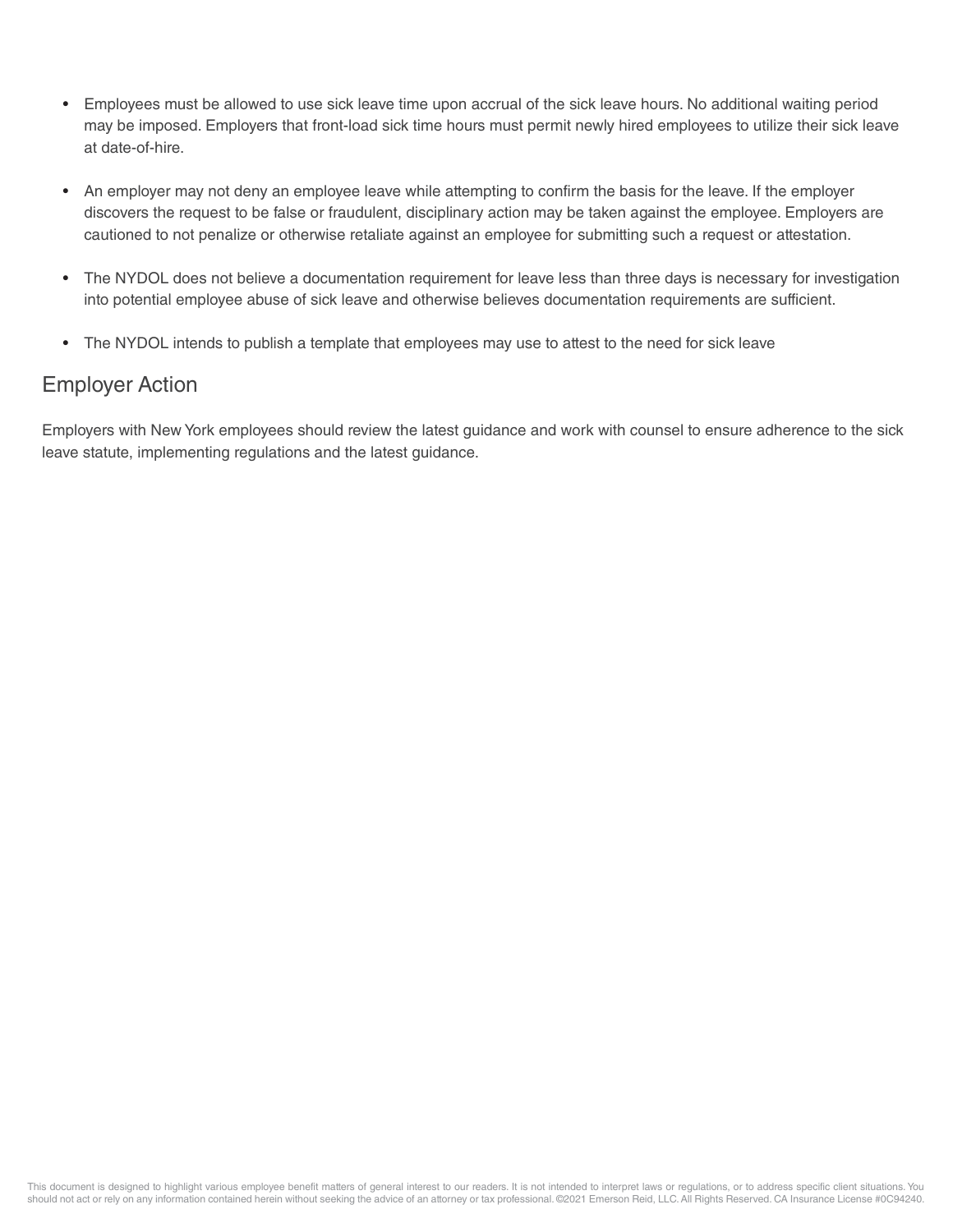- Employees must be allowed to use sick leave time upon accrual of the sick leave hours. No additional waiting period may be imposed. Employers that front-load sick time hours must permit newly hired employees to utilize their sick leave at date-of-hire.
- An employer may not deny an employee leave while attempting to confirm the basis for the leave. If the employer discovers the request to be false or fraudulent, disciplinary action may be taken against the employee. Employers are cautioned to not penalize or otherwise retaliate against an employee for submitting such a request or attestation.
- The NYDOL does not believe a documentation requirement for leave less than three days is necessary for investigation into potential employee abuse of sick leave and otherwise believes documentation requirements are sufficient.
- The NYDOL intends to publish a template that employees may use to attest to the need for sick leave

## Employer Action

Employers with New York employees should review the latest guidance and work with counsel to ensure adherence to the sick leave statute, implementing regulations and the latest guidance.

This document is designed to highlight various employee benefit matters of general interest to our readers. It is not intended to interpret laws or regulations, or to address specific client situations. You should not act or rely on any information contained herein without seeking the advice of an attorney or tax professional. ©2021 Emerson Reid, LLC. All Rights Reserved. CA Insurance License #0C94240.